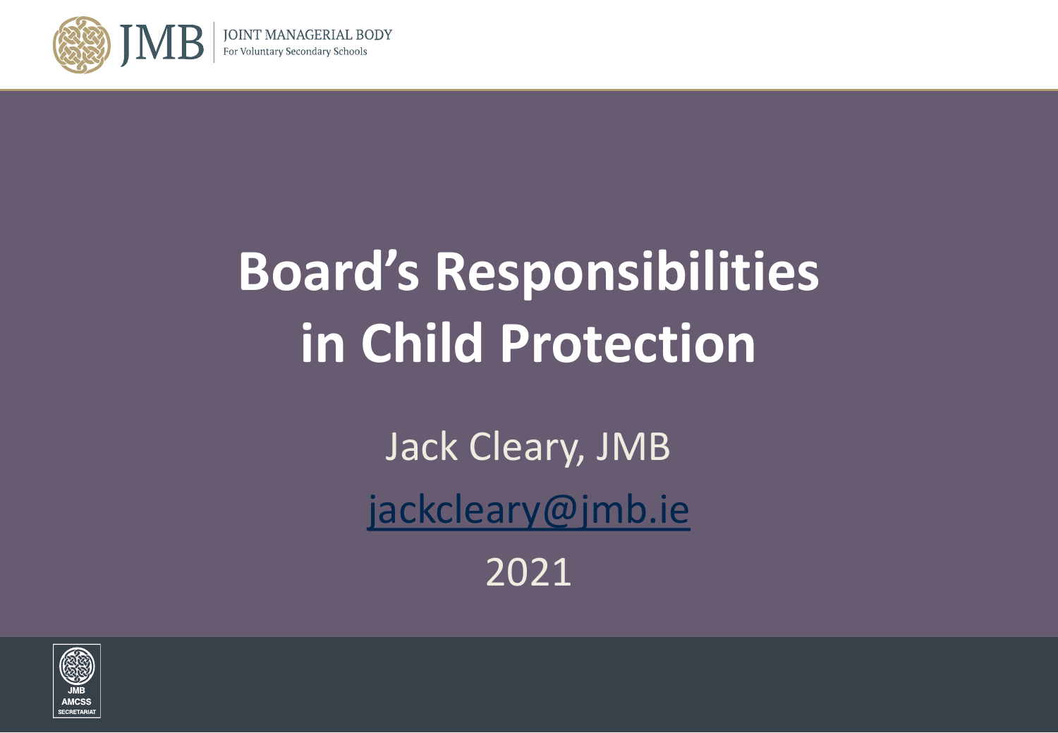JMB | JOINT MANAGERIAL BODY
For Voluntary Secondary Schools

# Board's Responsibilities in Child Protection

Jack Cleary, JMB

jackcleary@jmb.ie

2021

JMB AMCSS SECRETARIAT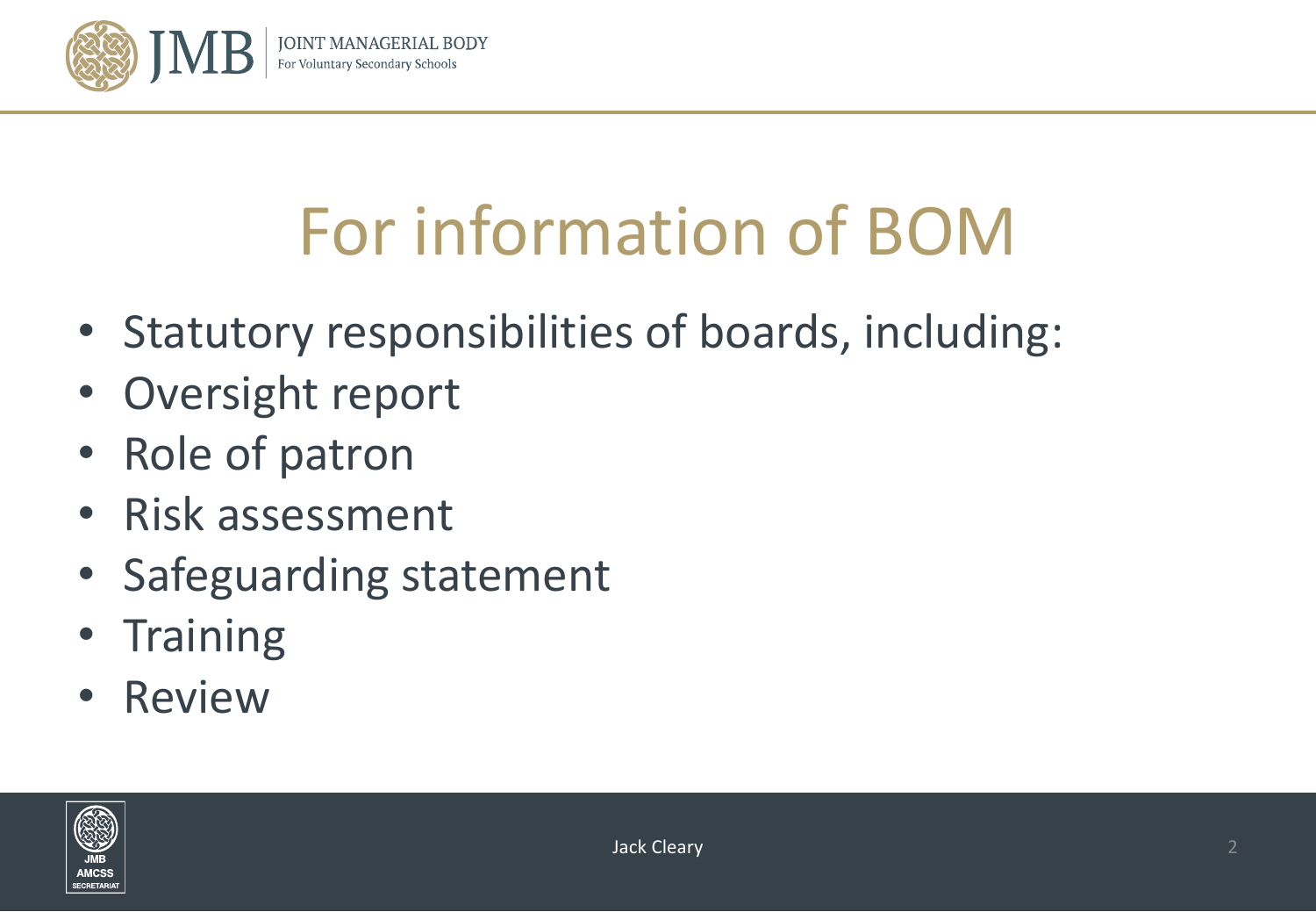# For information of BOM

- Statutory responsibilities of boards, including:
- Oversight report
- Role of patron
- Risk assessment
- Safeguarding statement
- Training
- Review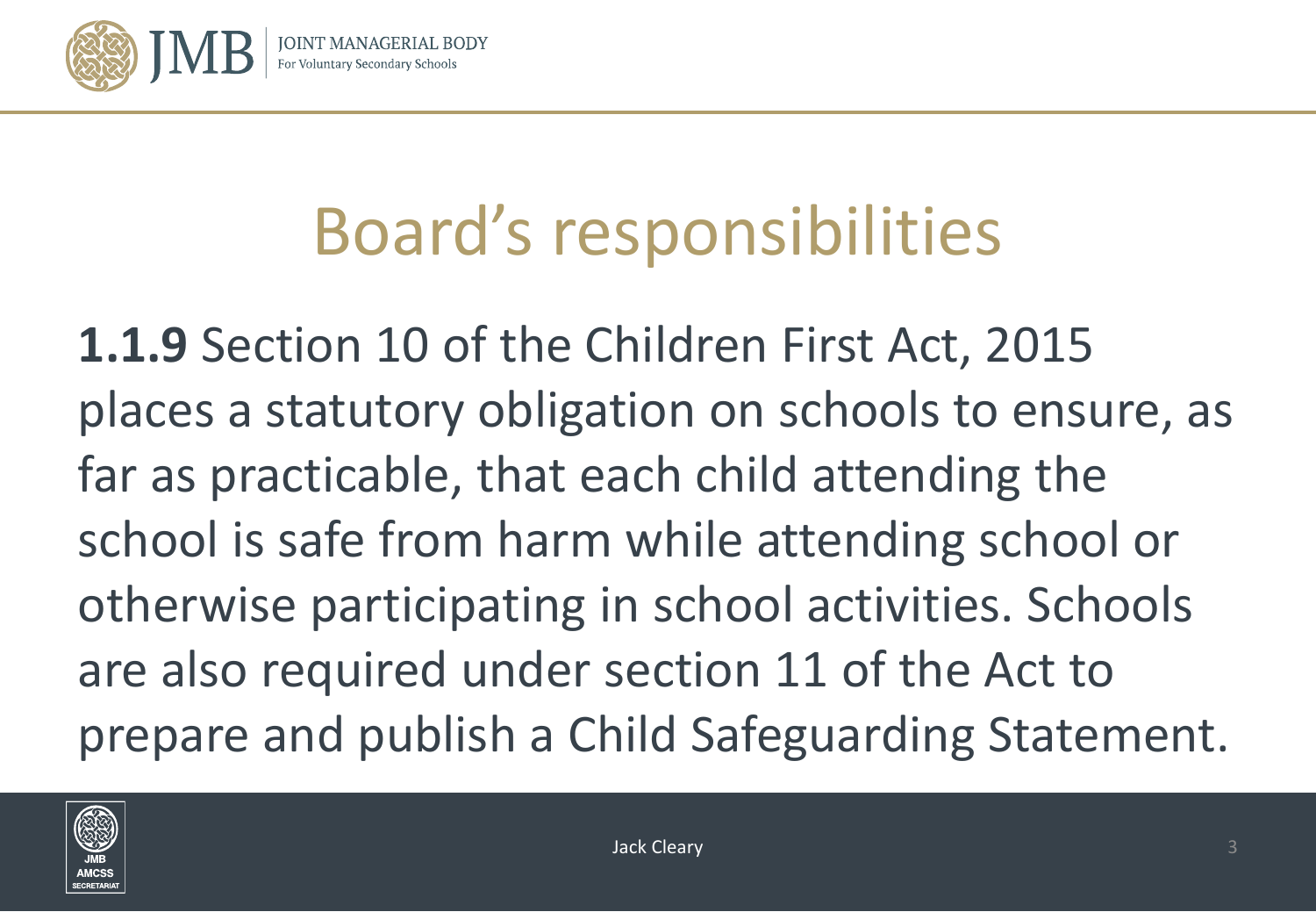# Board's responsibilities

**1.1.9** Section 10 of the Children First Act, 2015 places a statutory obligation on schools to ensure, as far as practicable, that each child attending the school is safe from harm while attending school or otherwise participating in school activities. Schools are also required under section 11 of the Act to prepare and publish a Child Safeguarding Statement.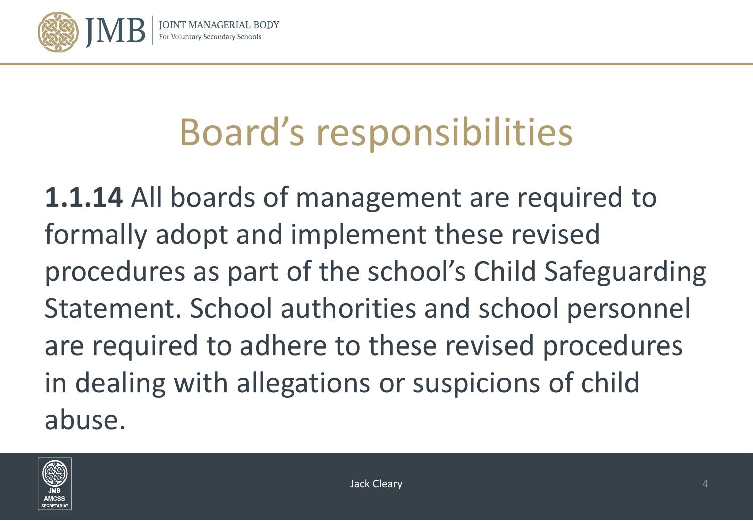# Board's responsibilities

**1.1.14** All boards of management are required to formally adopt and implement these revised procedures as part of the school's Child Safeguarding Statement. School authorities and school personnel are required to adhere to these revised procedures in dealing with allegations or suspicions of child abuse.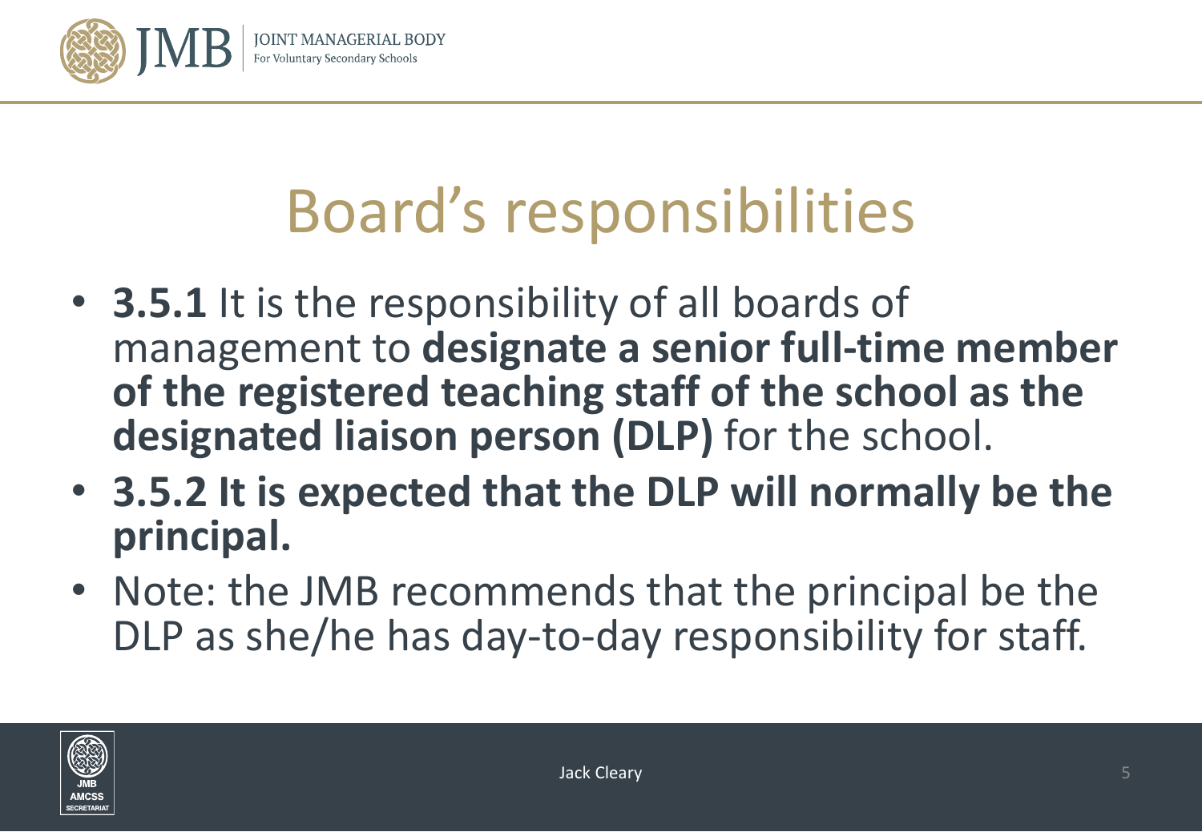# Board's responsibilities

- **3.5.1** It is the responsibility of all boards of management to **designate a senior full-time member of the registered teaching staff of the school as the designated liaison person (DLP)** for the school.
- **3.5.2 It is expected that the DLP will normally be the principal.**
- Note: the JMB recommends that the principal be the DLP as she/he has day-to-day responsibility for staff.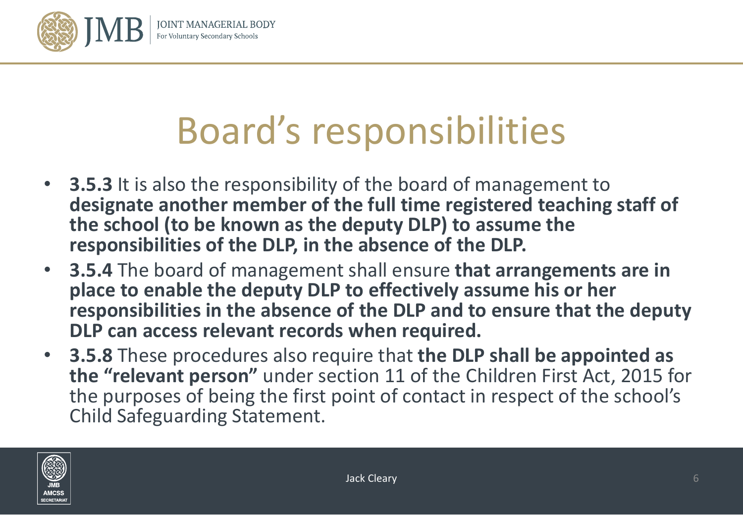# Board's responsibilities

- **3.5.3** It is also the responsibility of the board of management to **designate another member of the full time registered teaching staff of the school (to be known as the deputy DLP) to assume the responsibilities of the DLP, in the absence of the DLP.**
- **3.5.4** The board of management shall ensure **that arrangements are in place to enable the deputy DLP to effectively assume his or her responsibilities in the absence of the DLP and to ensure that the deputy DLP can access relevant records when required.**
- **3.5.8** These procedures also require that **the DLP shall be appointed as the "relevant person"** under section 11 of the Children First Act, 2015 for the purposes of being the first point of contact in respect of the school's Child Safeguarding Statement.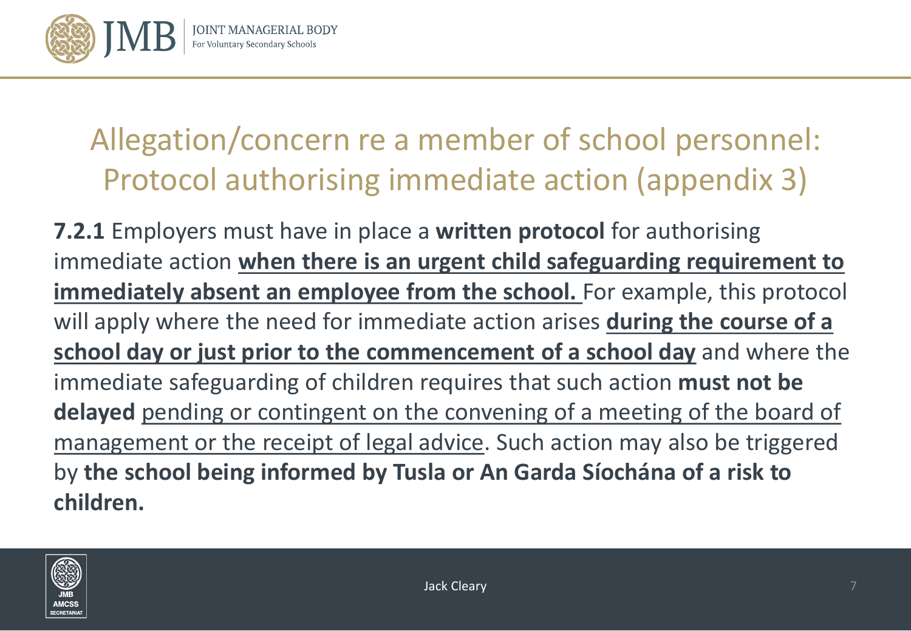# Allegation/concern re a member of school personnel: Protocol authorising immediate action (appendix 3)

**7.2.1** Employers must have in place a **written protocol** for authorising immediate action **when there is an urgent child safeguarding requirement to immediately absent an employee from the school.** For example, this protocol will apply where the need for immediate action arises **during the course of a school day or just prior to the commencement of a school day** and where the immediate safeguarding of children requires that such action **must not be delayed** pending or contingent on the convening of a meeting of the board of management or the receipt of legal advice. Such action may also be triggered by **the school being informed by Tusla or An Garda Síochána of a risk to children.**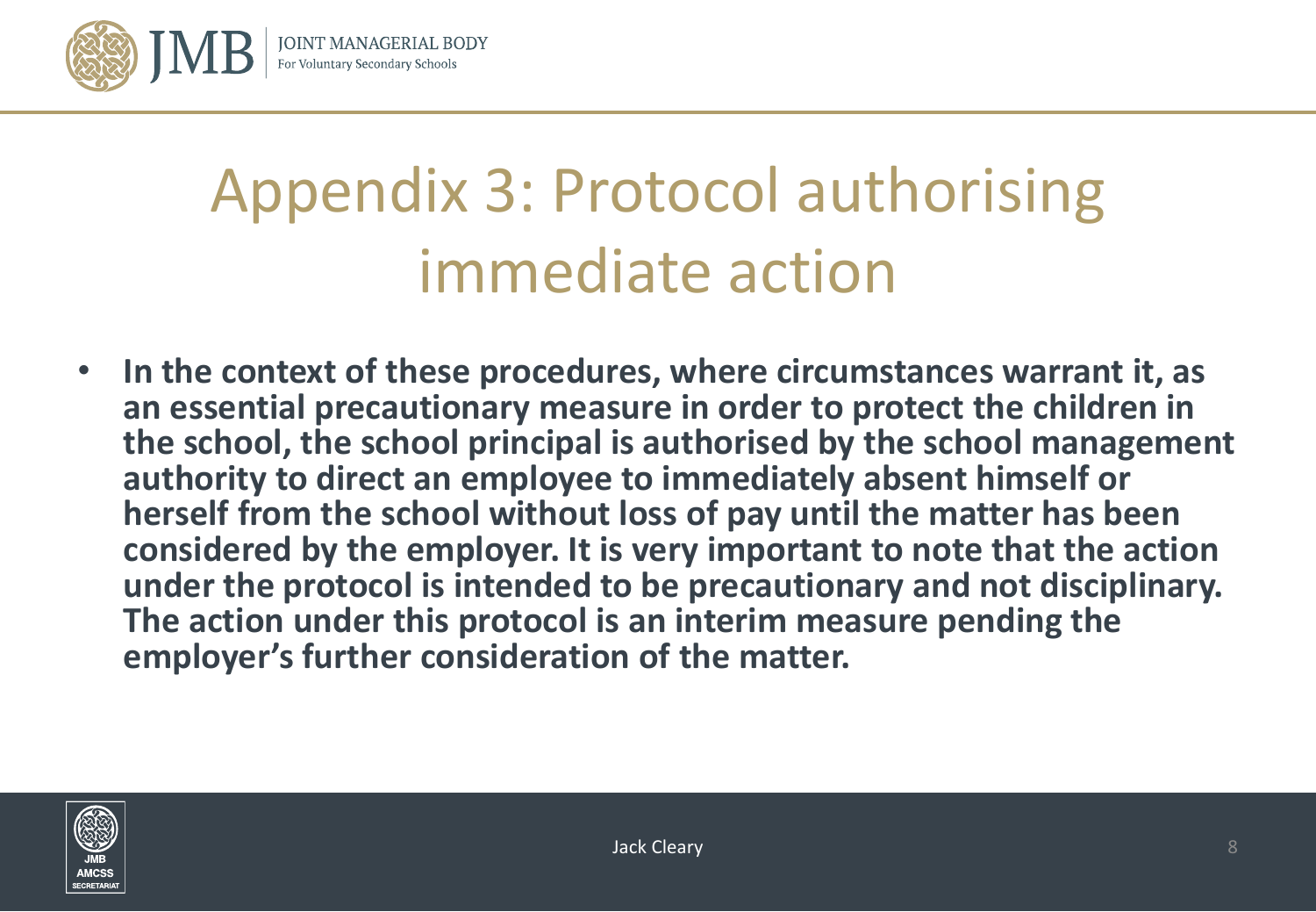# Appendix 3: Protocol authorising immediate action

- **In the context of these procedures, where circumstances warrant it, as an essential precautionary measure in order to protect the children in the school, the school principal is authorised by the school management authority to direct an employee to immediately absent himself or herself from the school without loss of pay until the matter has been considered by the employer. It is very important to note that the action under the protocol is intended to be precautionary and not disciplinary. The action under this protocol is an interim measure pending the employer's further consideration of the matter.**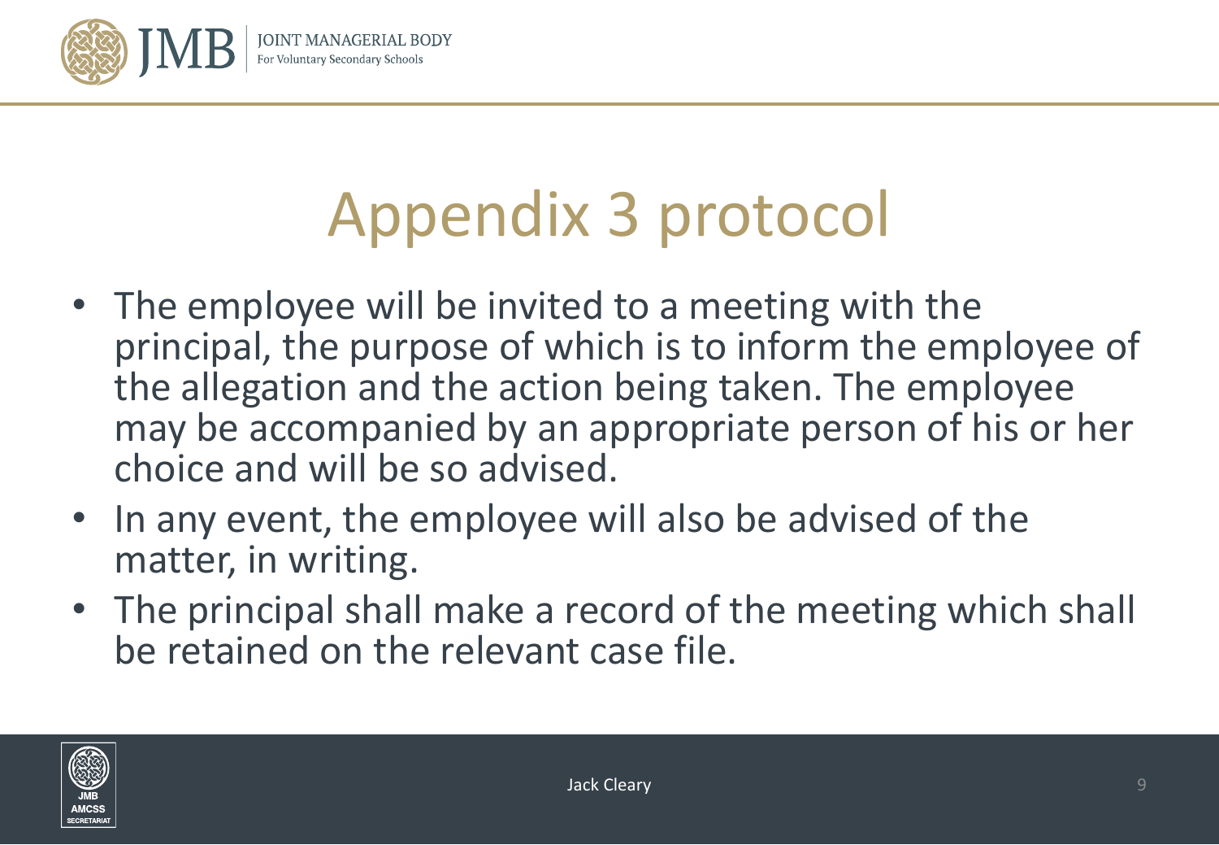# Appendix 3 protocol

- The employee will be invited to a meeting with the principal, the purpose of which is to inform the employee of the allegation and the action being taken. The employee may be accompanied by an appropriate person of his or her choice and will be so advised.
- In any event, the employee will also be advised of the matter, in writing.
- The principal shall make a record of the meeting which shall be retained on the relevant case file.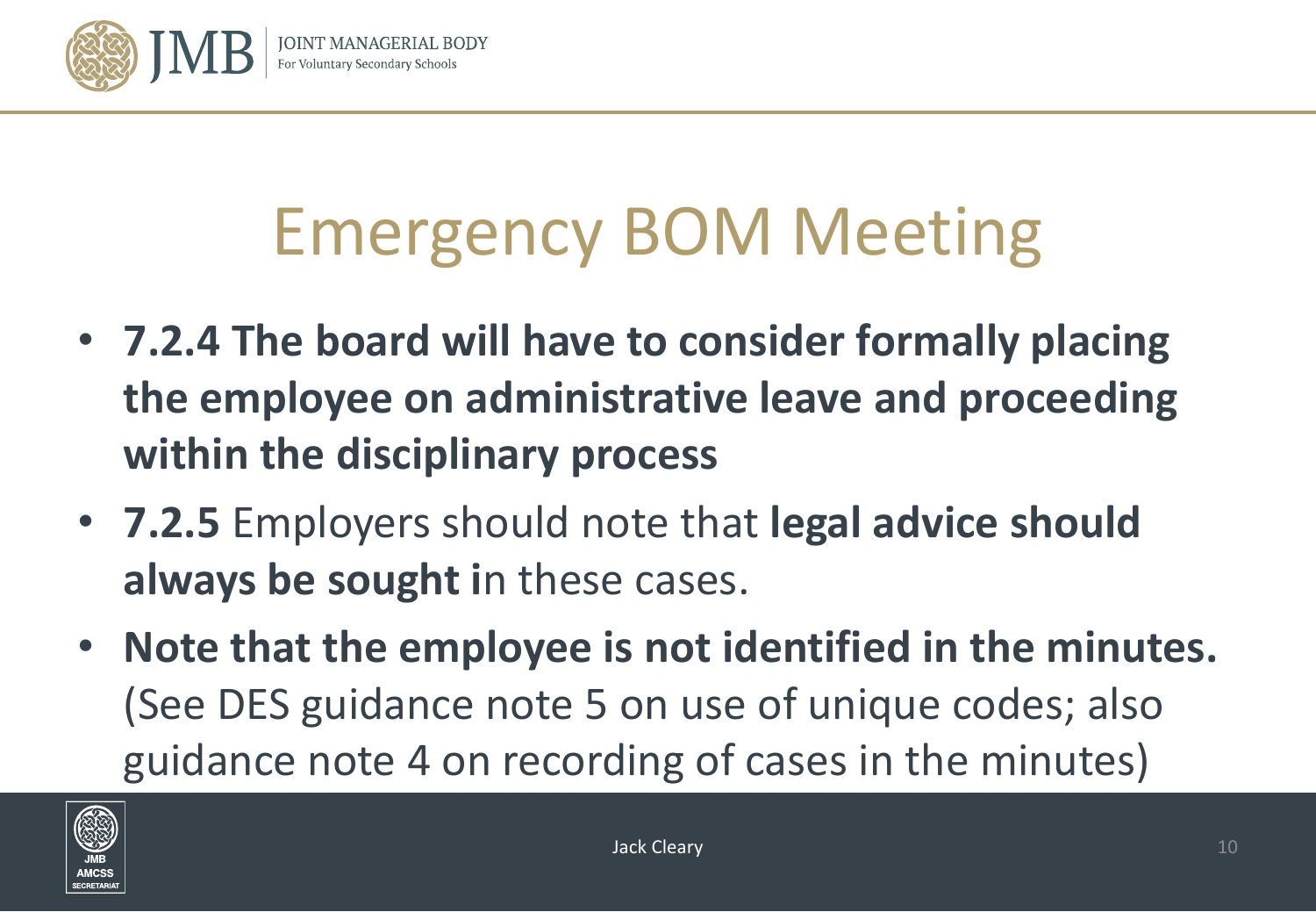# Emergency BOM Meeting

- **7.2.4 The board will have to consider formally placing the employee on administrative leave and proceeding within the disciplinary process**
- **7.2.5** Employers should note that **legal advice should always be sought i**n these cases.
- **Note that the employee is not identified in the minutes.** (See DES guidance note 5 on use of unique codes; also guidance note 4 on recording of cases in the minutes)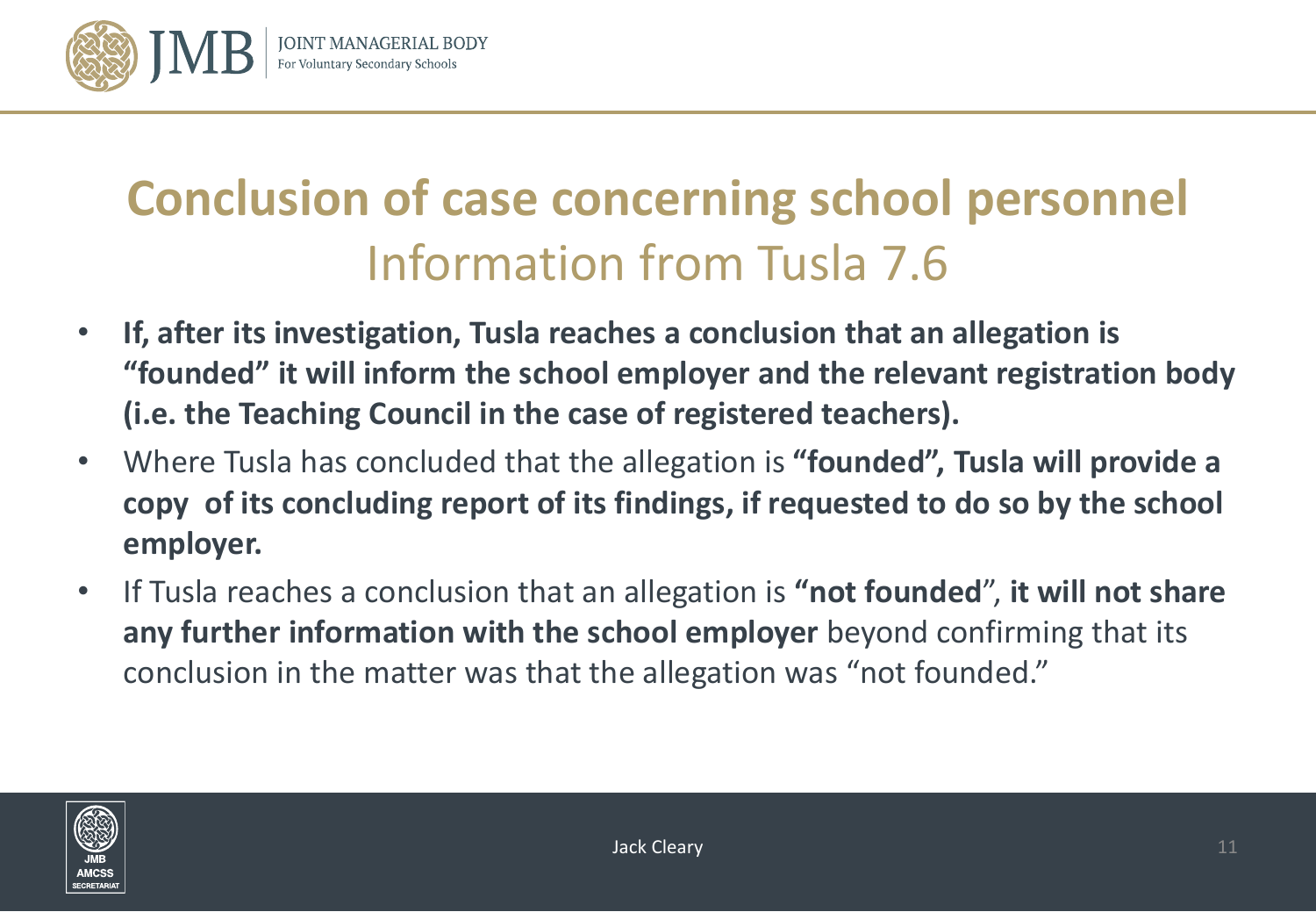# Conclusion of case concerning school personnel

## Information from Tusla 7.6

- **If, after its investigation, Tusla reaches a conclusion that an allegation is "founded" it will inform the school employer and the relevant registration body (i.e. the Teaching Council in the case of registered teachers).**
- Where Tusla has concluded that the allegation is **"founded", Tusla will provide a copy of its concluding report of its findings, if requested to do so by the school employer.**
- If Tusla reaches a conclusion that an allegation is **"not founded**", **it will not share any further information with the school employer** beyond confirming that its conclusion in the matter was that the allegation was "not founded."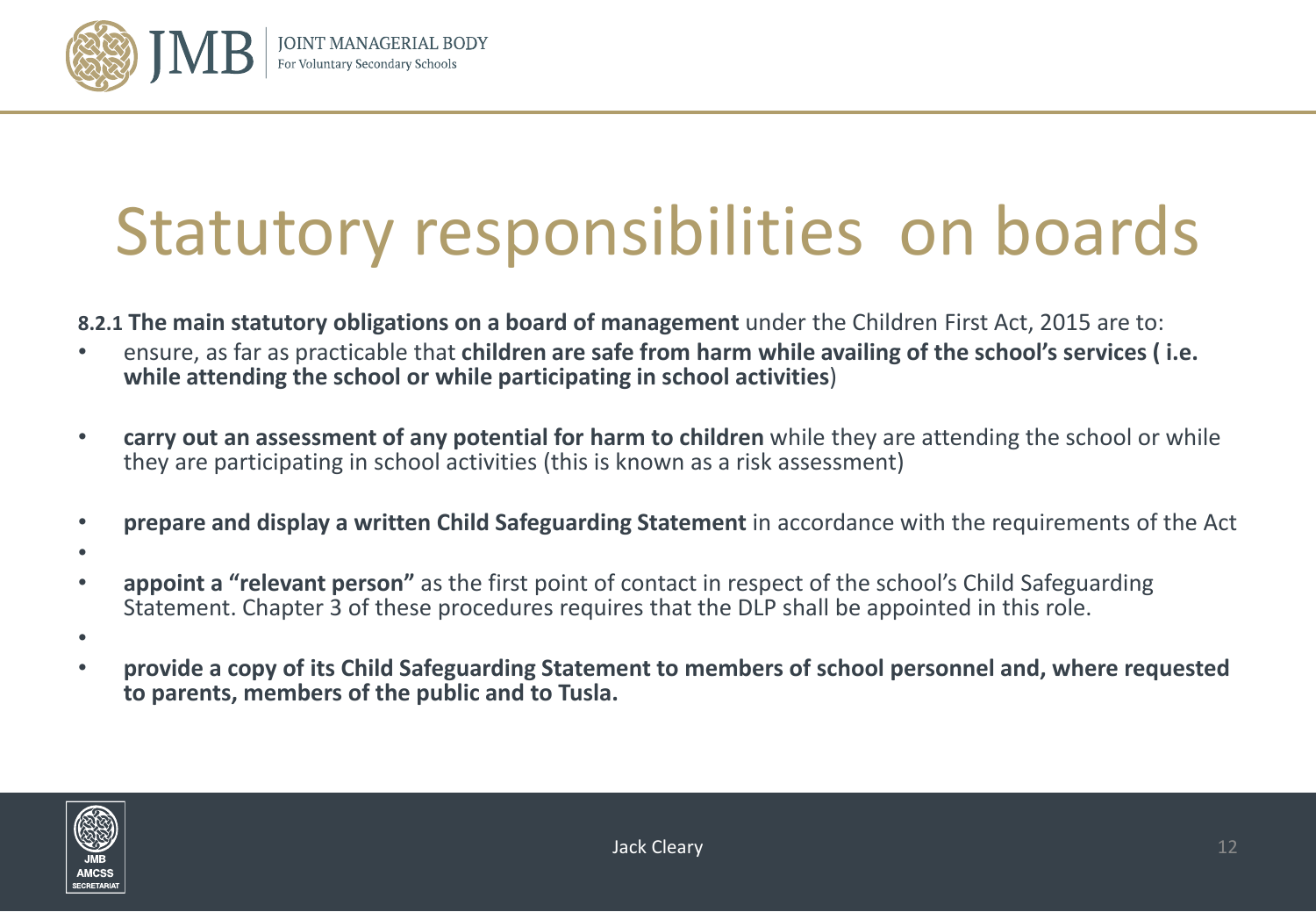# Statutory responsibilities on boards

**8.2.1 The main statutory obligations on a board of management** under the Children First Act, 2015 are to:

- ensure, as far as practicable that **children are safe from harm while availing of the school's services ( i.e. while attending the school or while participating in school activities**)
- **carry out an assessment of any potential for harm to children** while they are attending the school or while they are participating in school activities (this is known as a risk assessment)
- **prepare and display a written Child Safeguarding Statement** in accordance with the requirements of the Act
- **appoint a "relevant person"** as the first point of contact in respect of the school's Child Safeguarding Statement. Chapter 3 of these procedures requires that the DLP shall be appointed in this role.
- **provide a copy of its Child Safeguarding Statement to members of school personnel and, where requested to parents, members of the public and to Tusla.**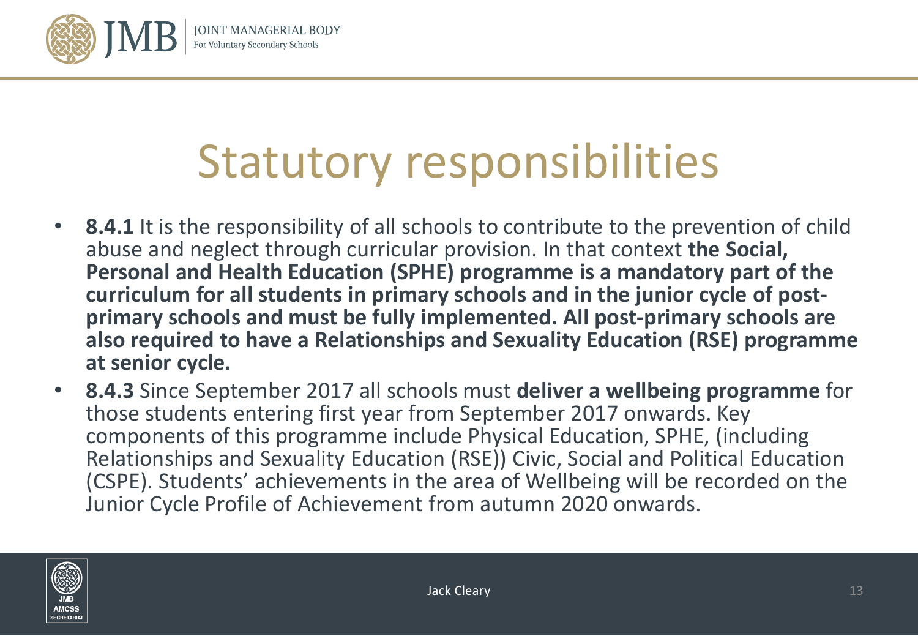# Statutory responsibilities

- **8.4.1** It is the responsibility of all schools to contribute to the prevention of child abuse and neglect through curricular provision. In that context **the Social, Personal and Health Education (SPHE) programme is a mandatory part of the curriculum for all students in primary schools and in the junior cycle of post-primary schools and must be fully implemented. All post-primary schools are also required to have a Relationships and Sexuality Education (RSE) programme at senior cycle.**
- **8.4.3** Since September 2017 all schools must **deliver a wellbeing programme** for those students entering first year from September 2017 onwards. Key components of this programme include Physical Education, SPHE, (including Relationships and Sexuality Education (RSE)) Civic, Social and Political Education (CSPE). Students' achievements in the area of Wellbeing will be recorded on the Junior Cycle Profile of Achievement from autumn 2020 onwards.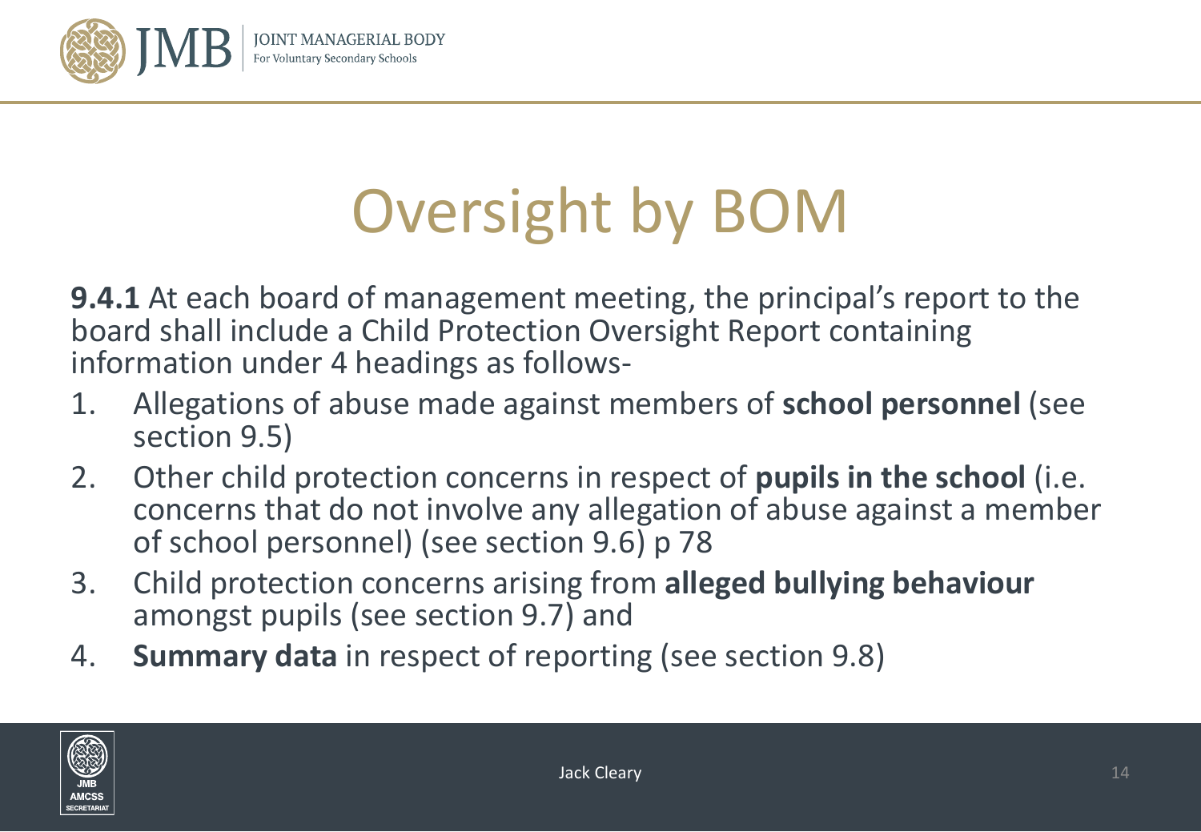# Oversight by BOM

**9.4.1** At each board of management meeting, the principal's report to the board shall include a Child Protection Oversight Report containing information under 4 headings as follows-

1. Allegations of abuse made against members of **school personnel** (see section 9.5)
2. Other child protection concerns in respect of **pupils in the school** (i.e. concerns that do not involve any allegation of abuse against a member of school personnel) (see section 9.6) p 78
3. Child protection concerns arising from **alleged bullying behaviour** amongst pupils (see section 9.7) and
4. **Summary data** in respect of reporting (see section 9.8)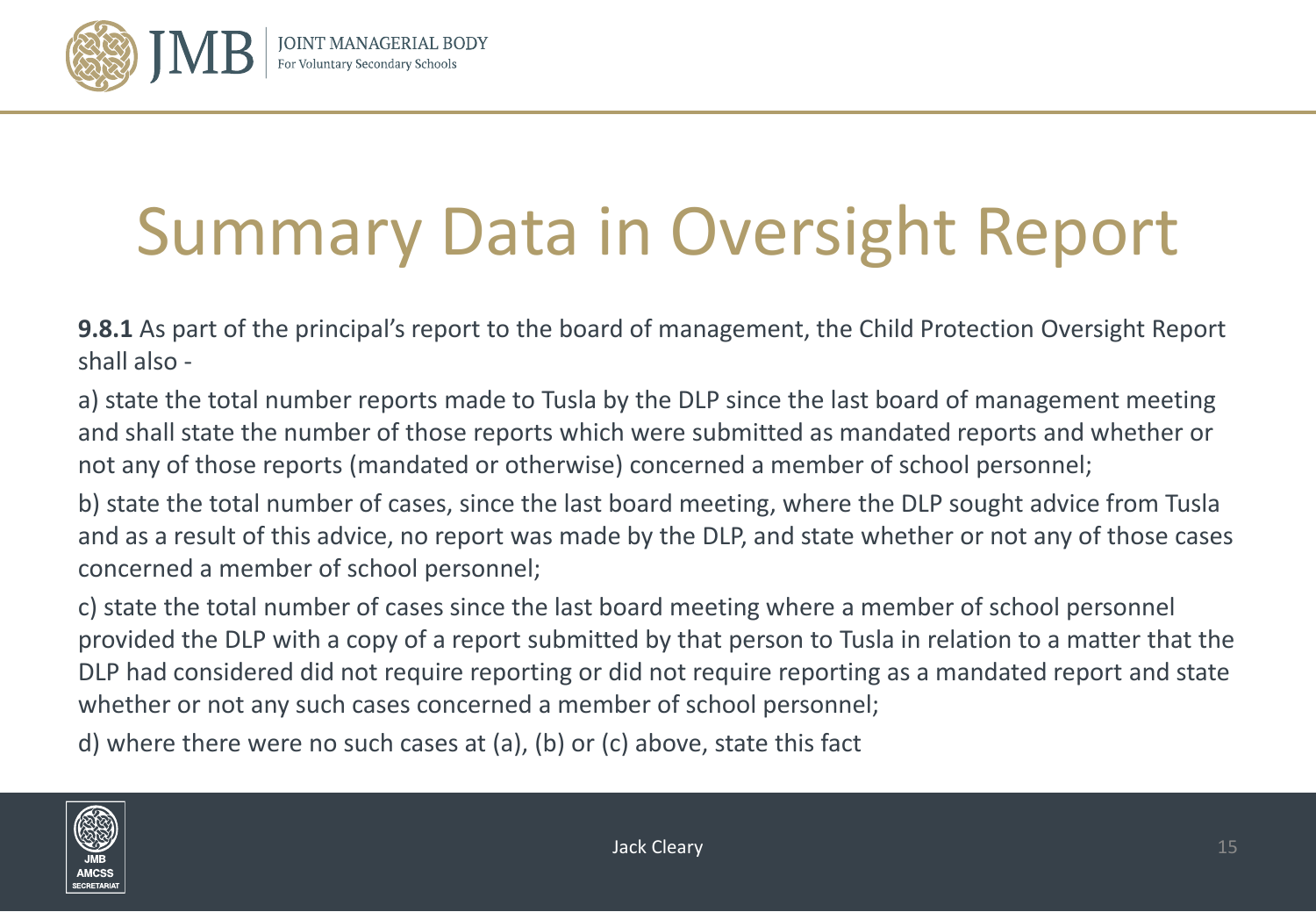# Summary Data in Oversight Report

**9.8.1** As part of the principal's report to the board of management, the Child Protection Oversight Report shall also -

a) state the total number reports made to Tusla by the DLP since the last board of management meeting and shall state the number of those reports which were submitted as mandated reports and whether or not any of those reports (mandated or otherwise) concerned a member of school personnel;

b) state the total number of cases, since the last board meeting, where the DLP sought advice from Tusla and as a result of this advice, no report was made by the DLP, and state whether or not any of those cases concerned a member of school personnel;

c) state the total number of cases since the last board meeting where a member of school personnel provided the DLP with a copy of a report submitted by that person to Tusla in relation to a matter that the DLP had considered did not require reporting or did not require reporting as a mandated report and state whether or not any such cases concerned a member of school personnel;

d) where there were no such cases at (a), (b) or (c) above, state this fact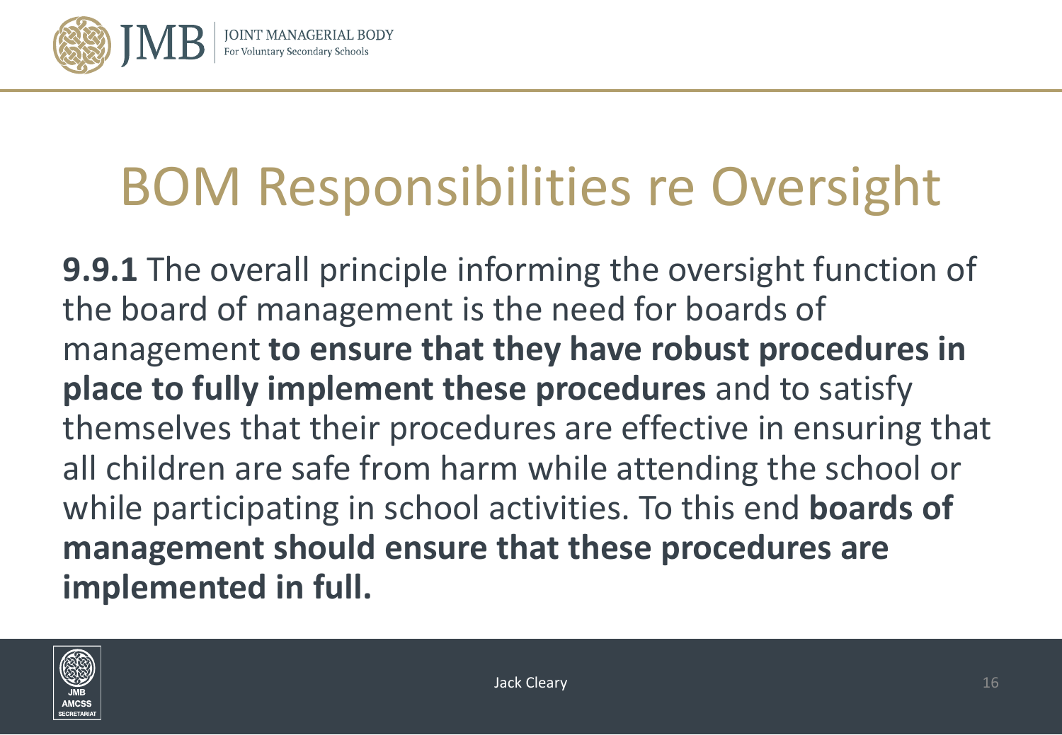# BOM Responsibilities re Oversight

**9.9.1** The overall principle informing the oversight function of the board of management is the need for boards of management **to ensure that they have robust procedures in place to fully implement these procedures** and to satisfy themselves that their procedures are effective in ensuring that all children are safe from harm while attending the school or while participating in school activities. To this end **boards of management should ensure that these procedures are implemented in full.**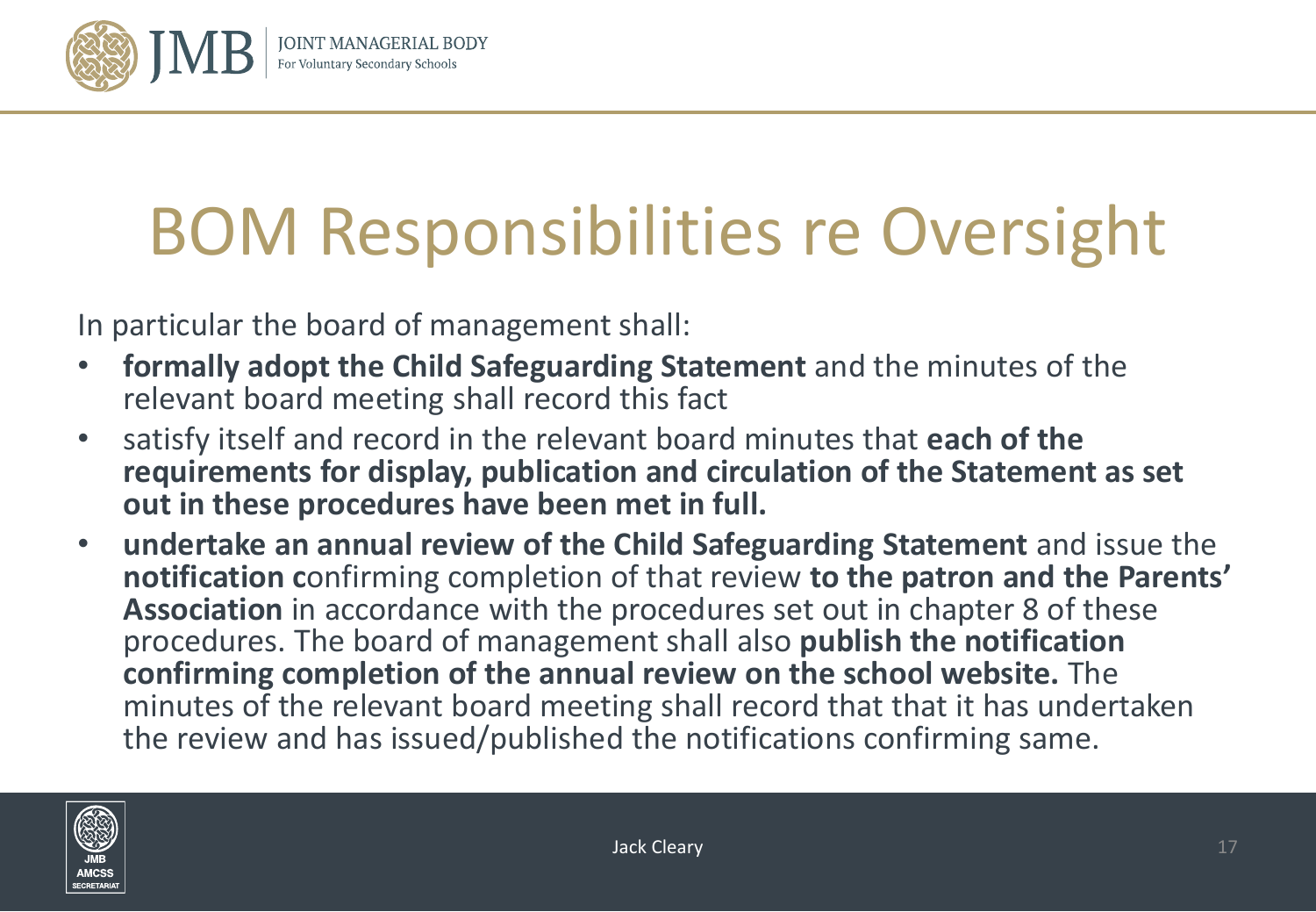# BOM Responsibilities re Oversight

In particular the board of management shall:

- **formally adopt the Child Safeguarding Statement** and the minutes of the relevant board meeting shall record this fact
- satisfy itself and record in the relevant board minutes that **each of the requirements for display, publication and circulation of the Statement as set out in these procedures have been met in full.**
- **undertake an annual review of the Child Safeguarding Statement** and issue the **notification c**onfirming completion of that review **to the patron and the Parents' Association** in accordance with the procedures set out in chapter 8 of these procedures. The board of management shall also **publish the notification confirming completion of the annual review on the school website.** The minutes of the relevant board meeting shall record that that it has undertaken the review and has issued/published the notifications confirming same.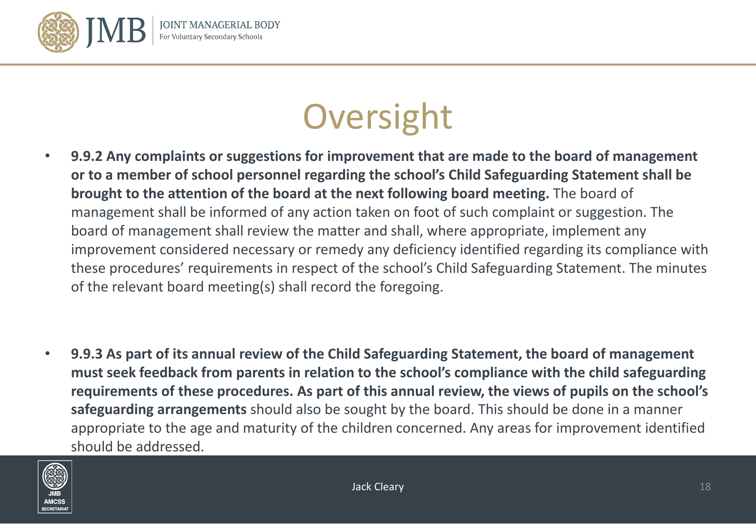# Oversight

- **9.9.2 Any complaints or suggestions for improvement that are made to the board of management or to a member of school personnel regarding the school's Child Safeguarding Statement shall be brought to the attention of the board at the next following board meeting.** The board of management shall be informed of any action taken on foot of such complaint or suggestion. The board of management shall review the matter and shall, where appropriate, implement any improvement considered necessary or remedy any deficiency identified regarding its compliance with these procedures' requirements in respect of the school's Child Safeguarding Statement. The minutes of the relevant board meeting(s) shall record the foregoing.

- **9.9.3 As part of its annual review of the Child Safeguarding Statement, the board of management must seek feedback from parents in relation to the school's compliance with the child safeguarding requirements of these procedures. As part of this annual review, the views of pupils on the school's safeguarding arrangements** should also be sought by the board. This should be done in a manner appropriate to the age and maturity of the children concerned. Any areas for improvement identified should be addressed.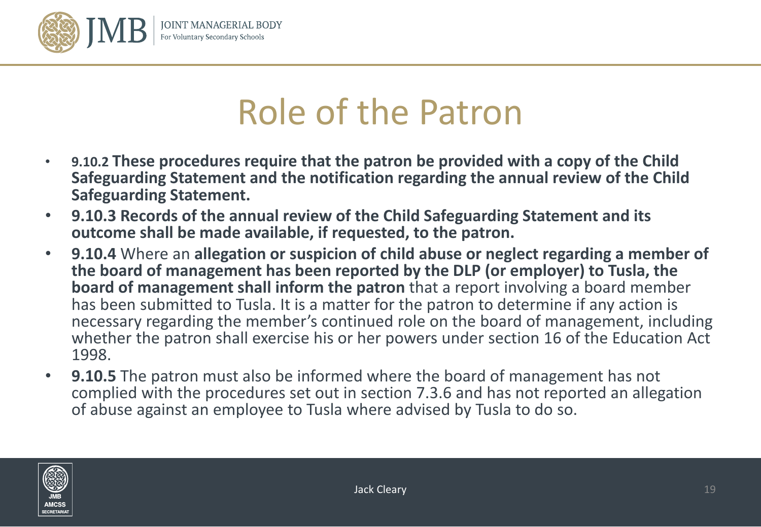# Role of the Patron

- **9.10.2 These procedures require that the patron be provided with a copy of the Child Safeguarding Statement and the notification regarding the annual review of the Child Safeguarding Statement.**
- **9.10.3 Records of the annual review of the Child Safeguarding Statement and its outcome shall be made available, if requested, to the patron.**
- **9.10.4** Where an **allegation or suspicion of child abuse or neglect regarding a member of the board of management has been reported by the DLP (or employer) to Tusla, the board of management shall inform the patron** that a report involving a board member has been submitted to Tusla. It is a matter for the patron to determine if any action is necessary regarding the member's continued role on the board of management, including whether the patron shall exercise his or her powers under section 16 of the Education Act 1998.
- **9.10.5** The patron must also be informed where the board of management has not complied with the procedures set out in section 7.3.6 and has not reported an allegation of abuse against an employee to Tusla where advised by Tusla to do so.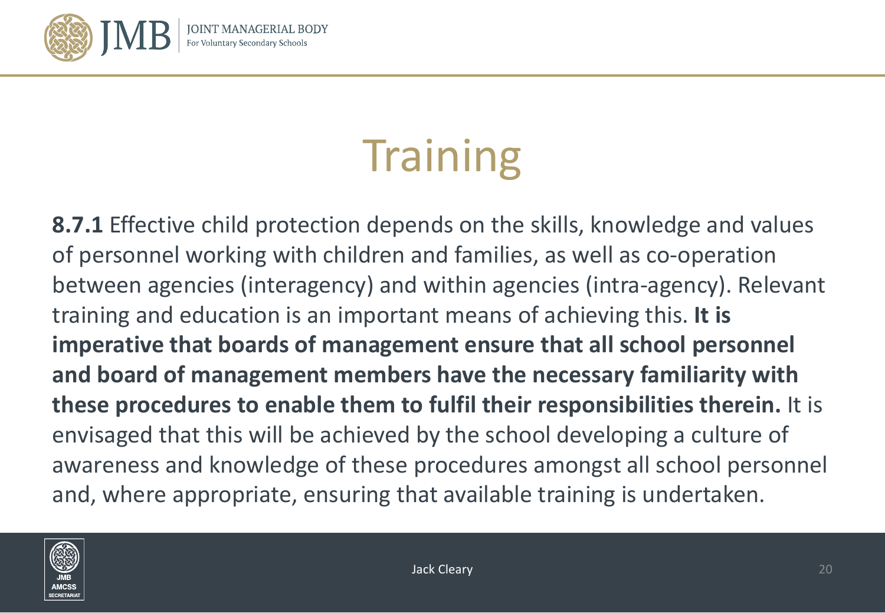# Training

**8.7.1** Effective child protection depends on the skills, knowledge and values of personnel working with children and families, as well as co-operation between agencies (interagency) and within agencies (intra-agency). Relevant training and education is an important means of achieving this. **It is imperative that boards of management ensure that all school personnel and board of management members have the necessary familiarity with these procedures to enable them to fulfil their responsibilities therein.** It is envisaged that this will be achieved by the school developing a culture of awareness and knowledge of these procedures amongst all school personnel and, where appropriate, ensuring that available training is undertaken.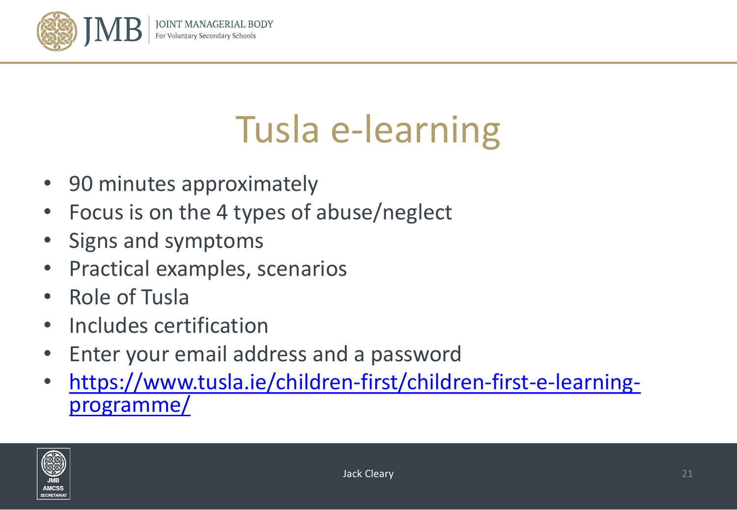# Tusla e-learning

- 90 minutes approximately
- Focus is on the 4 types of abuse/neglect
- Signs and symptoms
- Practical examples, scenarios
- Role of Tusla
- Includes certification
- Enter your email address and a password
- [https://www.tusla.ie/children-first/children-first-e-learning-programme/](https://www.tusla.ie/children-first/children-first-e-learning-programme/)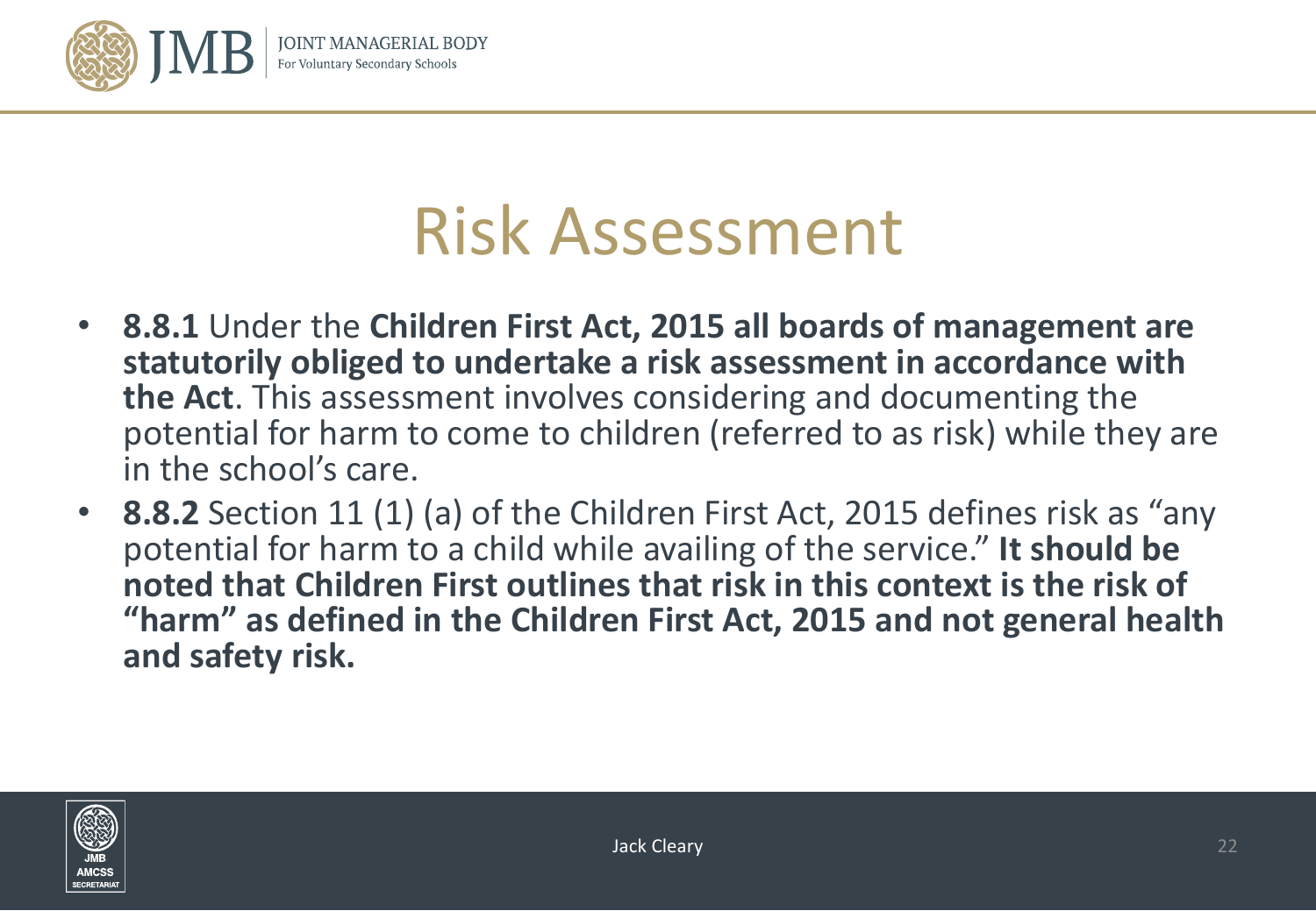# Risk Assessment

- **8.8.1** Under the **Children First Act, 2015 all boards of management are statutorily obliged to undertake a risk assessment in accordance with the Act**. This assessment involves considering and documenting the potential for harm to come to children (referred to as risk) while they are in the school's care.
- **8.8.2** Section 11 (1) (a) of the Children First Act, 2015 defines risk as "any potential for harm to a child while availing of the service." **It should be noted that Children First outlines that risk in this context is the risk of "harm" as defined in the Children First Act, 2015 and not general health and safety risk.**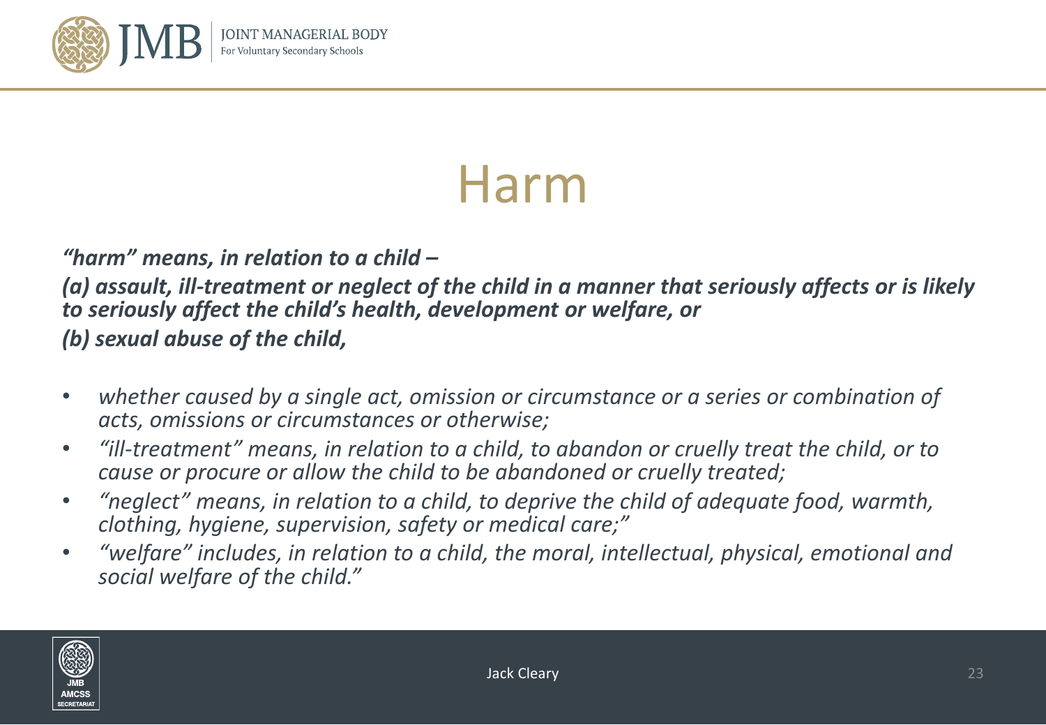# Harm

***"harm" means, in relation to a child –***
***(a) assault, ill-treatment or neglect of the child in a manner that seriously affects or is likely to seriously affect the child's health, development or welfare, or***
***(b) sexual abuse of the child,***

- *whether caused by a single act, omission or circumstance or a series or combination of acts, omissions or circumstances or otherwise;*
- *"ill-treatment" means, in relation to a child, to abandon or cruelly treat the child, or to cause or procure or allow the child to be abandoned or cruelly treated;*
- *"neglect" means, in relation to a child, to deprive the child of adequate food, warmth, clothing, hygiene, supervision, safety or medical care;"*
- *"welfare" includes, in relation to a child, the moral, intellectual, physical, emotional and social welfare of the child."*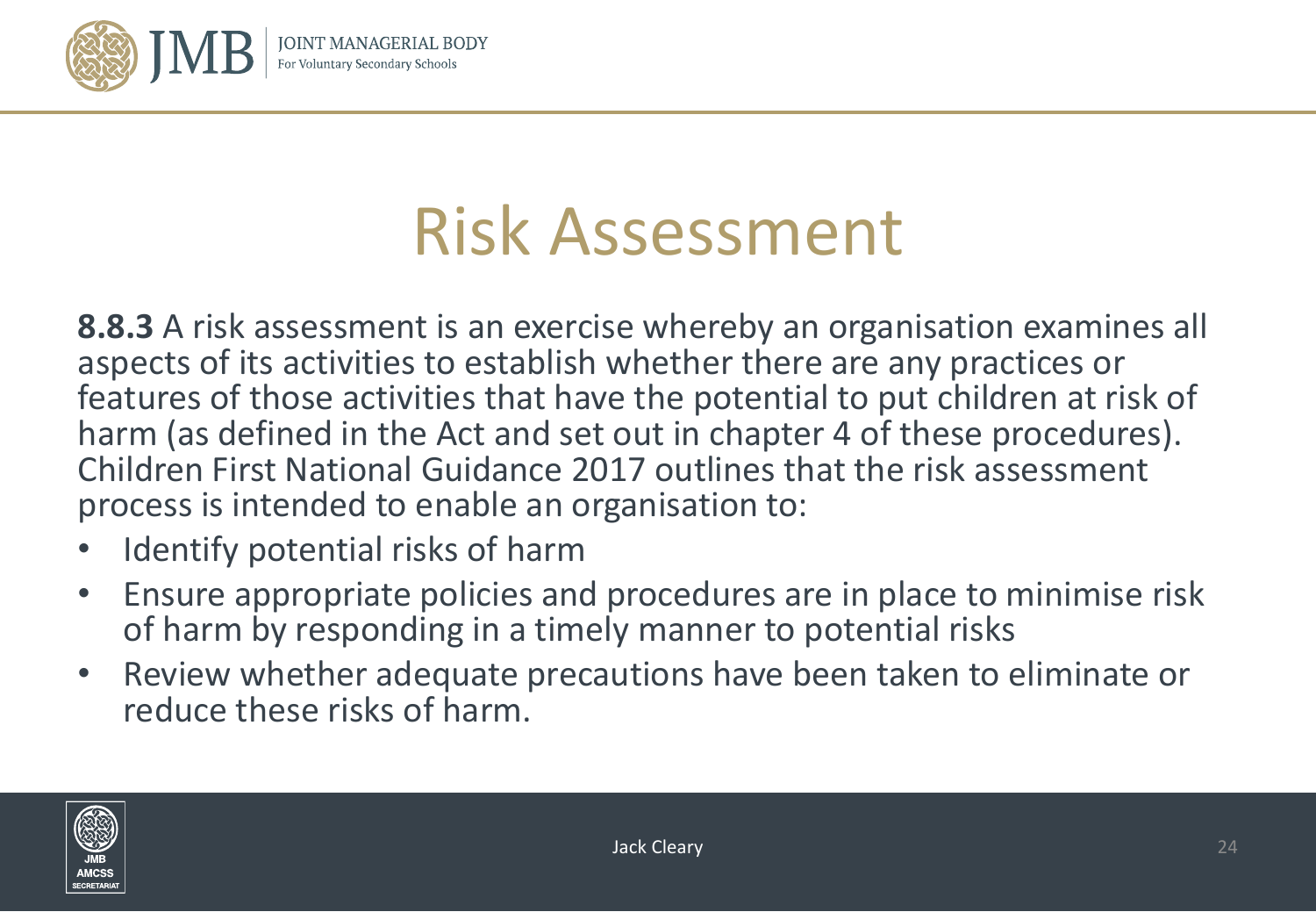# Risk Assessment

**8.8.3** A risk assessment is an exercise whereby an organisation examines all aspects of its activities to establish whether there are any practices or features of those activities that have the potential to put children at risk of harm (as defined in the Act and set out in chapter 4 of these procedures). Children First National Guidance 2017 outlines that the risk assessment process is intended to enable an organisation to:

- Identify potential risks of harm
- Ensure appropriate policies and procedures are in place to minimise risk of harm by responding in a timely manner to potential risks
- Review whether adequate precautions have been taken to eliminate or reduce these risks of harm.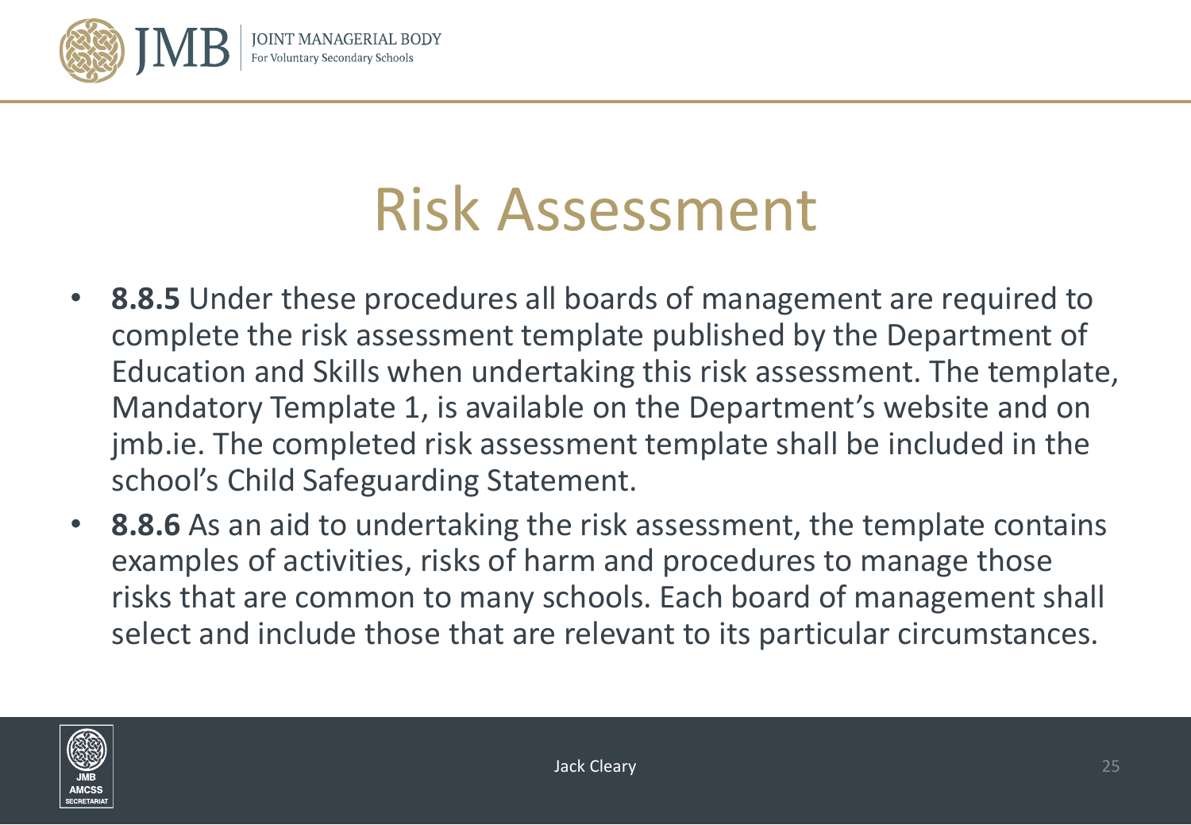# Risk Assessment

- **8.8.5** Under these procedures all boards of management are required to complete the risk assessment template published by the Department of Education and Skills when undertaking this risk assessment. The template, Mandatory Template 1, is available on the Department's website and on jmb.ie. The completed risk assessment template shall be included in the school's Child Safeguarding Statement.
- **8.8.6** As an aid to undertaking the risk assessment, the template contains examples of activities, risks of harm and procedures to manage those risks that are common to many schools. Each board of management shall select and include those that are relevant to its particular circumstances.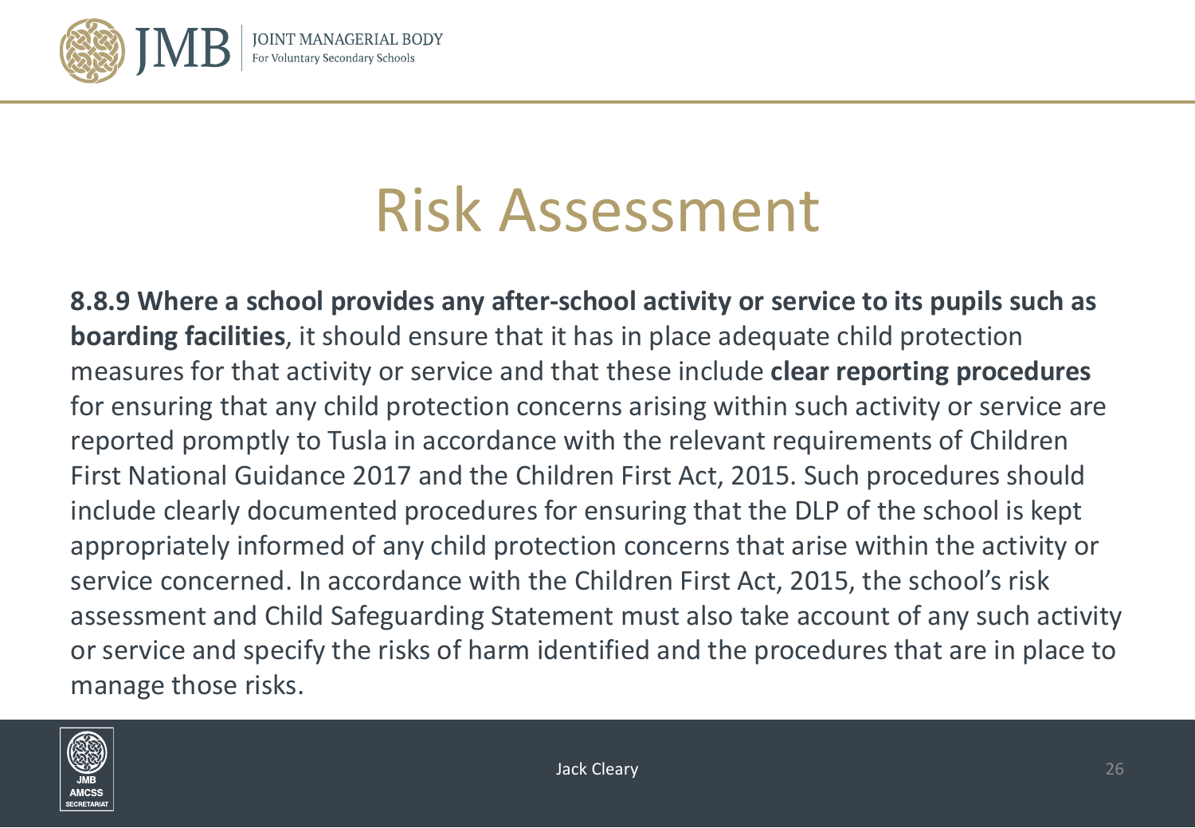# Risk Assessment

**8.8.9 Where a school provides any after-school activity or service to its pupils such as boarding facilities**, it should ensure that it has in place adequate child protection measures for that activity or service and that these include **clear reporting procedures** for ensuring that any child protection concerns arising within such activity or service are reported promptly to Tusla in accordance with the relevant requirements of Children First National Guidance 2017 and the Children First Act, 2015. Such procedures should include clearly documented procedures for ensuring that the DLP of the school is kept appropriately informed of any child protection concerns that arise within the activity or service concerned. In accordance with the Children First Act, 2015, the school's risk assessment and Child Safeguarding Statement must also take account of any such activity or service and specify the risks of harm identified and the procedures that are in place to manage those risks.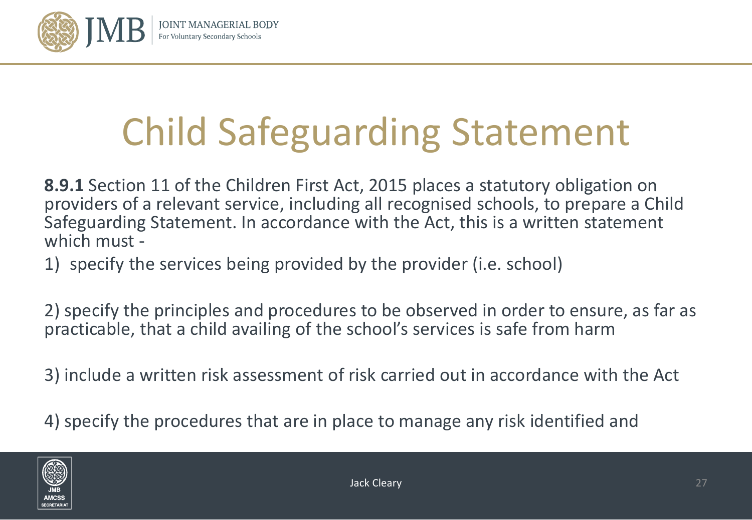# Child Safeguarding Statement

**8.9.1** Section 11 of the Children First Act, 2015 places a statutory obligation on providers of a relevant service, including all recognised schools, to prepare a Child Safeguarding Statement. In accordance with the Act, this is a written statement which must -

1) specify the services being provided by the provider (i.e. school)

2) specify the principles and procedures to be observed in order to ensure, as far as practicable, that a child availing of the school's services is safe from harm

3) include a written risk assessment of risk carried out in accordance with the Act

4) specify the procedures that are in place to manage any risk identified and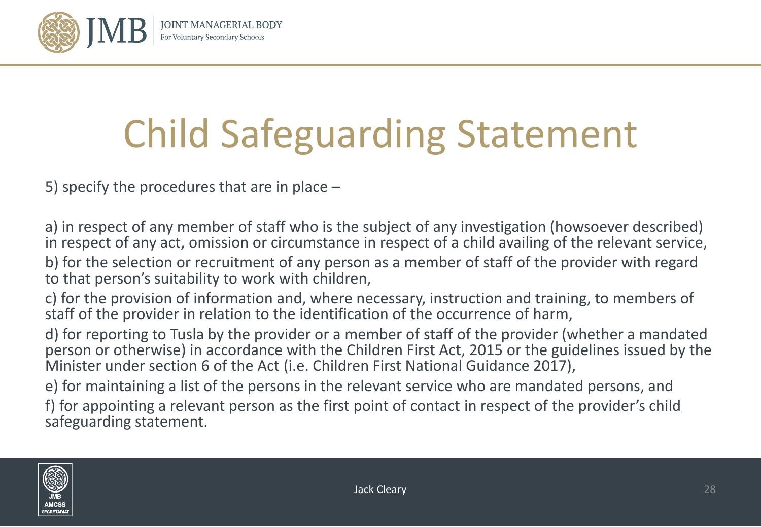# Child Safeguarding Statement

5) specify the procedures that are in place –

a) in respect of any member of staff who is the subject of any investigation (howsoever described) in respect of any act, omission or circumstance in respect of a child availing of the relevant service,

b) for the selection or recruitment of any person as a member of staff of the provider with regard to that person's suitability to work with children,

c) for the provision of information and, where necessary, instruction and training, to members of staff of the provider in relation to the identification of the occurrence of harm,

d) for reporting to Tusla by the provider or a member of staff of the provider (whether a mandated person or otherwise) in accordance with the Children First Act, 2015 or the guidelines issued by the Minister under section 6 of the Act (i.e. Children First National Guidance 2017),

e) for maintaining a list of the persons in the relevant service who are mandated persons, and

f) for appointing a relevant person as the first point of contact in respect of the provider's child safeguarding statement.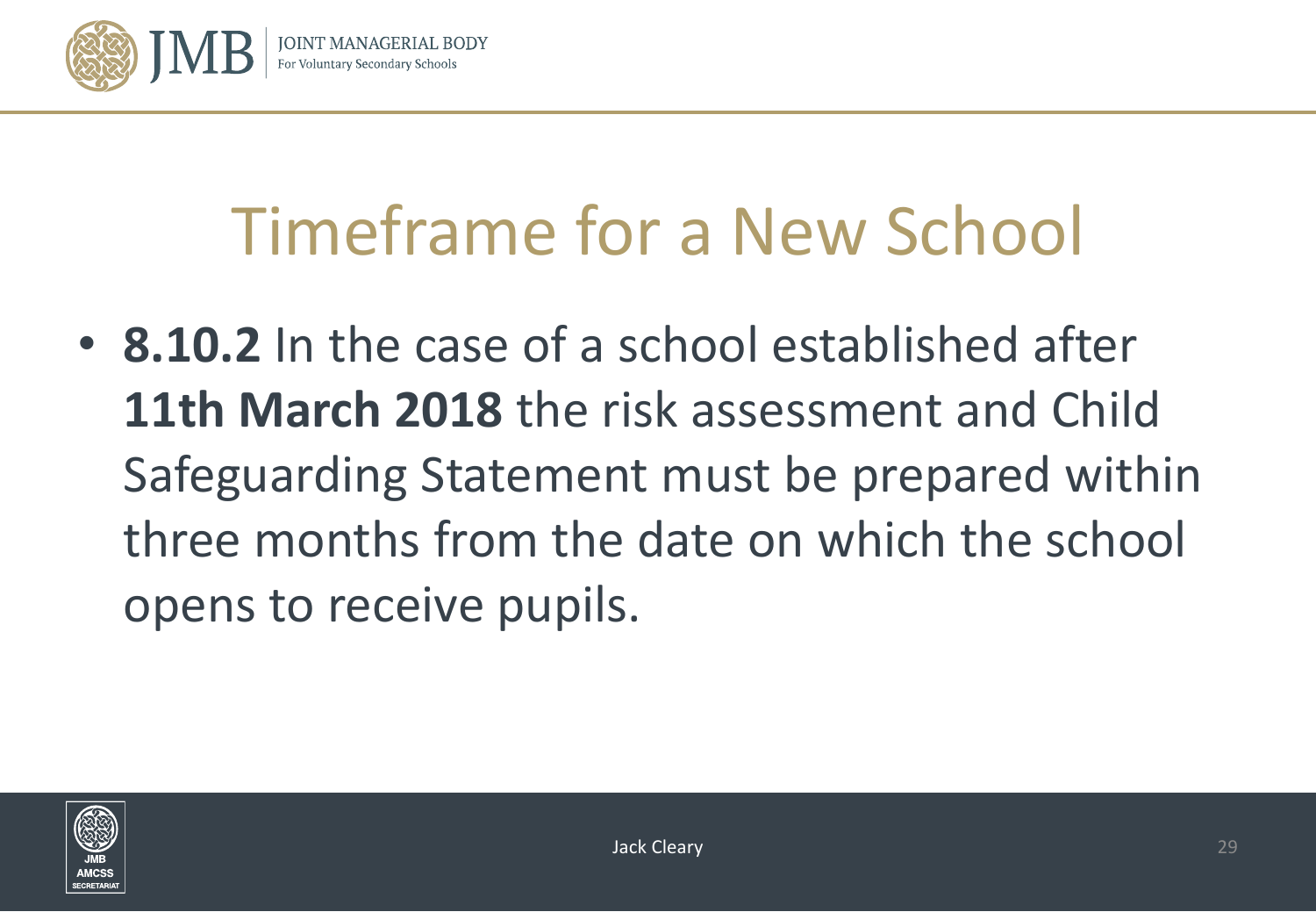# Timeframe for a New School

- **8.10.2** In the case of a school established after **11th March 2018** the risk assessment and Child Safeguarding Statement must be prepared within three months from the date on which the school opens to receive pupils.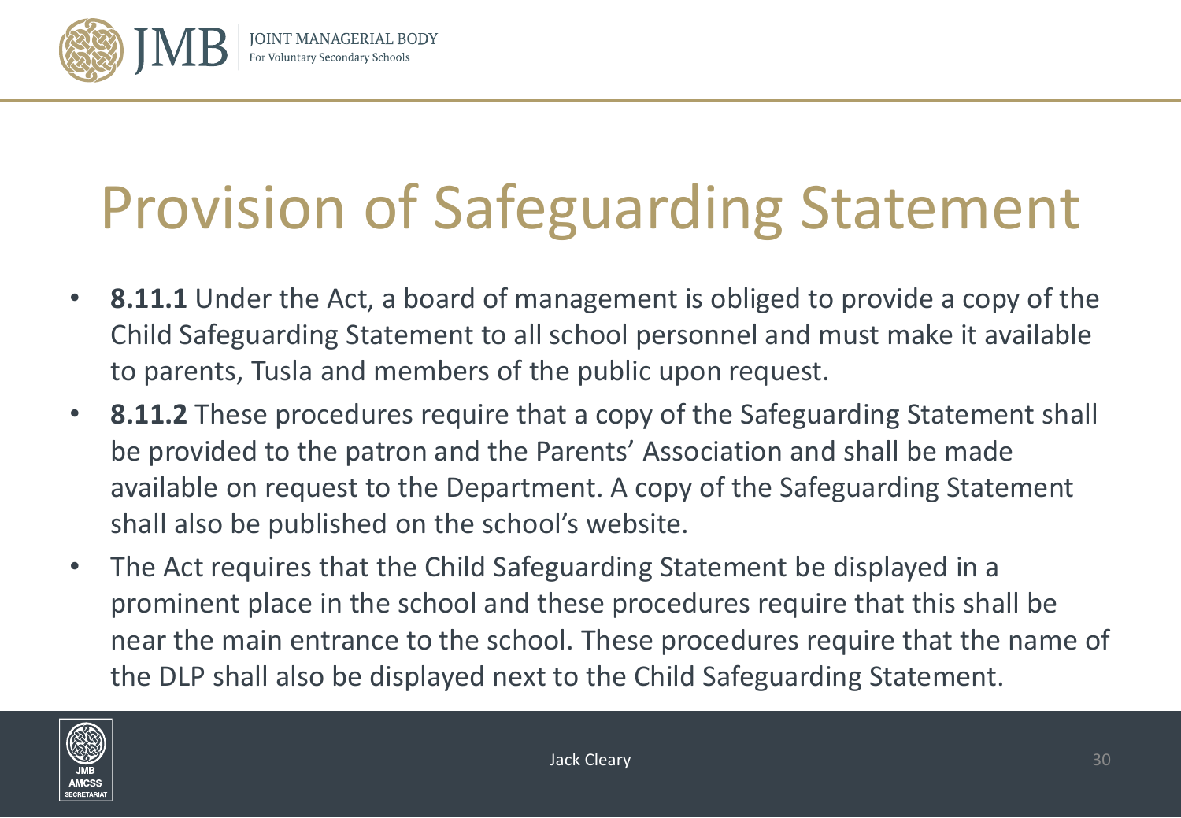# Provision of Safeguarding Statement

- **8.11.1** Under the Act, a board of management is obliged to provide a copy of the Child Safeguarding Statement to all school personnel and must make it available to parents, Tusla and members of the public upon request.
- **8.11.2** These procedures require that a copy of the Safeguarding Statement shall be provided to the patron and the Parents' Association and shall be made available on request to the Department. A copy of the Safeguarding Statement shall also be published on the school's website.
- The Act requires that the Child Safeguarding Statement be displayed in a prominent place in the school and these procedures require that this shall be near the main entrance to the school. These procedures require that the name of the DLP shall also be displayed next to the Child Safeguarding Statement.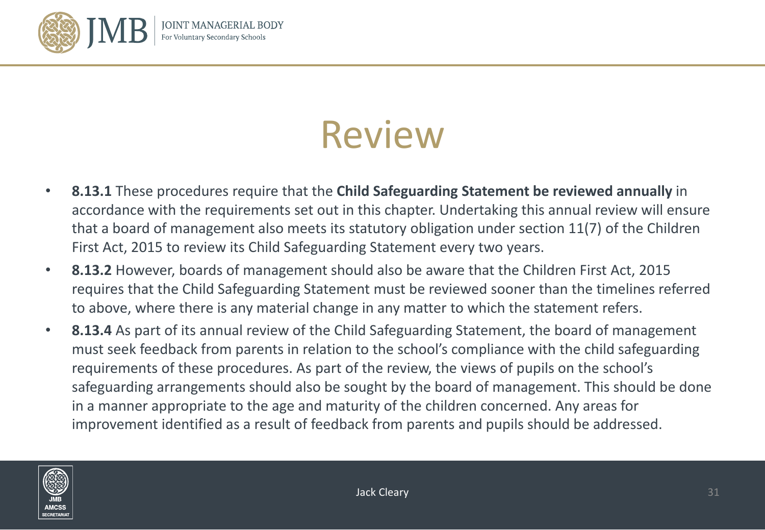# Review

- **8.13.1** These procedures require that the **Child Safeguarding Statement be reviewed annually** in accordance with the requirements set out in this chapter. Undertaking this annual review will ensure that a board of management also meets its statutory obligation under section 11(7) of the Children First Act, 2015 to review its Child Safeguarding Statement every two years.
- **8.13.2** However, boards of management should also be aware that the Children First Act, 2015 requires that the Child Safeguarding Statement must be reviewed sooner than the timelines referred to above, where there is any material change in any matter to which the statement refers.
- **8.13.4** As part of its annual review of the Child Safeguarding Statement, the board of management must seek feedback from parents in relation to the school's compliance with the child safeguarding requirements of these procedures. As part of the review, the views of pupils on the school's safeguarding arrangements should also be sought by the board of management. This should be done in a manner appropriate to the age and maturity of the children concerned. Any areas for improvement identified as a result of feedback from parents and pupils should be addressed.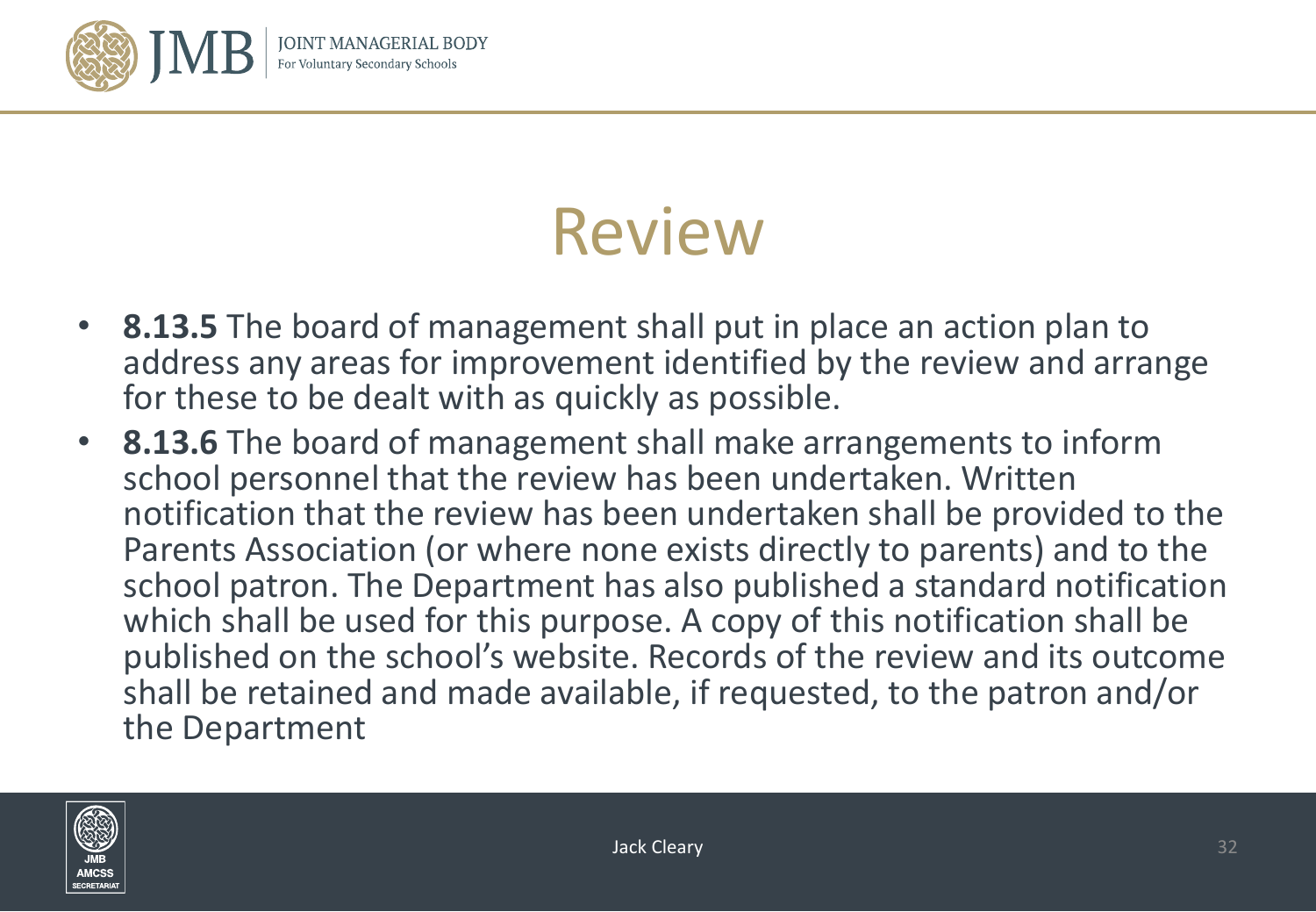# Review

- **8.13.5** The board of management shall put in place an action plan to address any areas for improvement identified by the review and arrange for these to be dealt with as quickly as possible.
- **8.13.6** The board of management shall make arrangements to inform school personnel that the review has been undertaken. Written notification that the review has been undertaken shall be provided to the Parents Association (or where none exists directly to parents) and to the school patron. The Department has also published a standard notification which shall be used for this purpose. A copy of this notification shall be published on the school's website. Records of the review and its outcome shall be retained and made available, if requested, to the patron and/or the Department